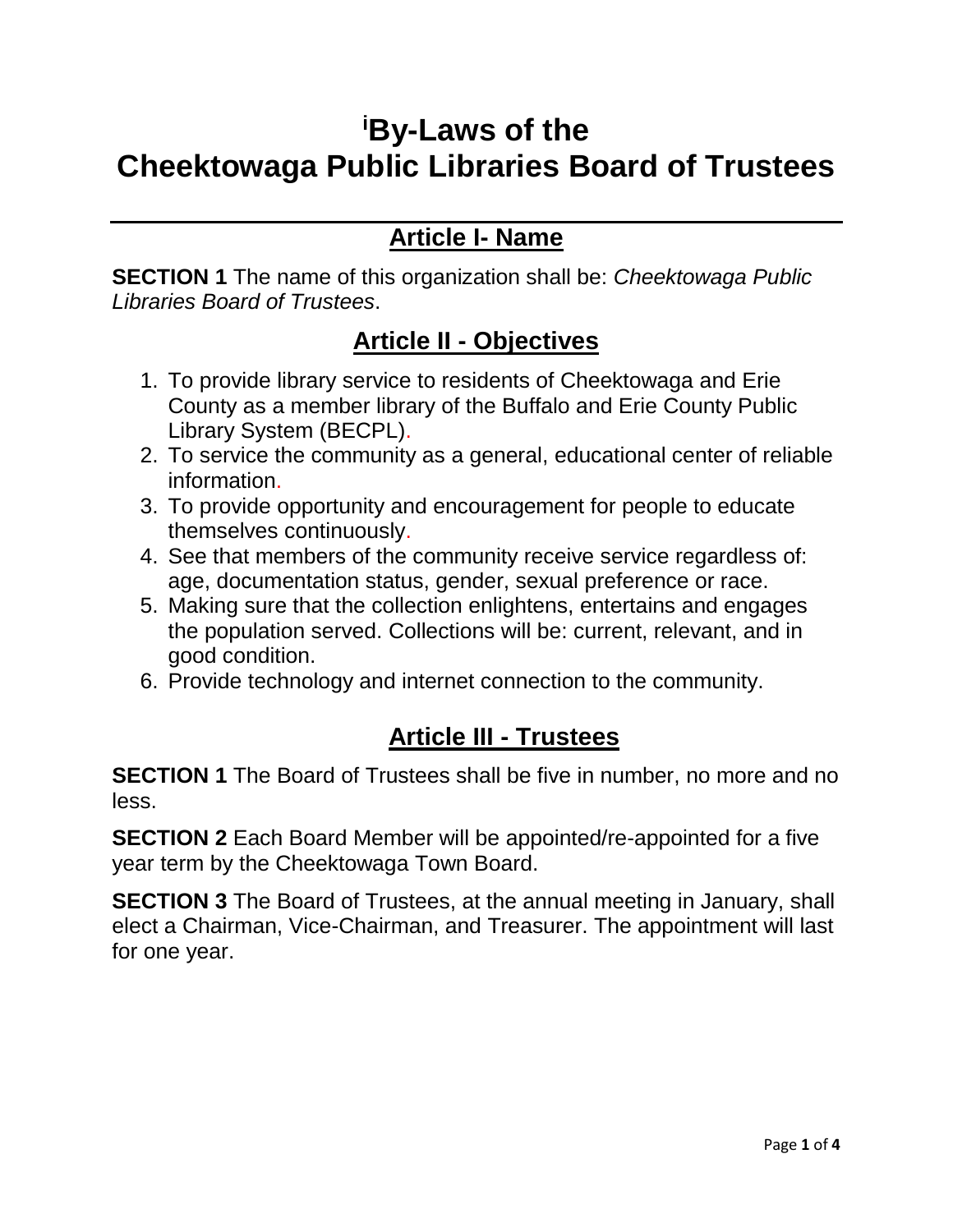# [i]By-Laws of the Cheektowaga Public Libraries Board of Trustees

## Article I- Name

**SECTION 1** The name of this organization shall be: *Cheektowaga Public Libraries Board of Trustees*.

## Article II - Objectives

1. To provide library service to residents of Cheektowaga and Erie County as a member library of the Buffalo and Erie County Public Library System (BECPL).
2. To service the community as a general, educational center of reliable information.
3. To provide opportunity and encouragement for people to educate themselves continuously.
4. See that members of the community receive service regardless of: age, documentation status, gender, sexual preference or race.
5. Making sure that the collection enlightens, entertains and engages the population served. Collections will be: current, relevant, and in good condition.
6. Provide technology and internet connection to the community.

## Article III - Trustees

**SECTION 1** The Board of Trustees shall be five in number, no more and no less.

**SECTION 2** Each Board Member will be appointed/re-appointed for a five year term by the Cheektowaga Town Board.

**SECTION 3** The Board of Trustees, at the annual meeting in January, shall elect a Chairman, Vice-Chairman, and Treasurer. The appointment will last for one year.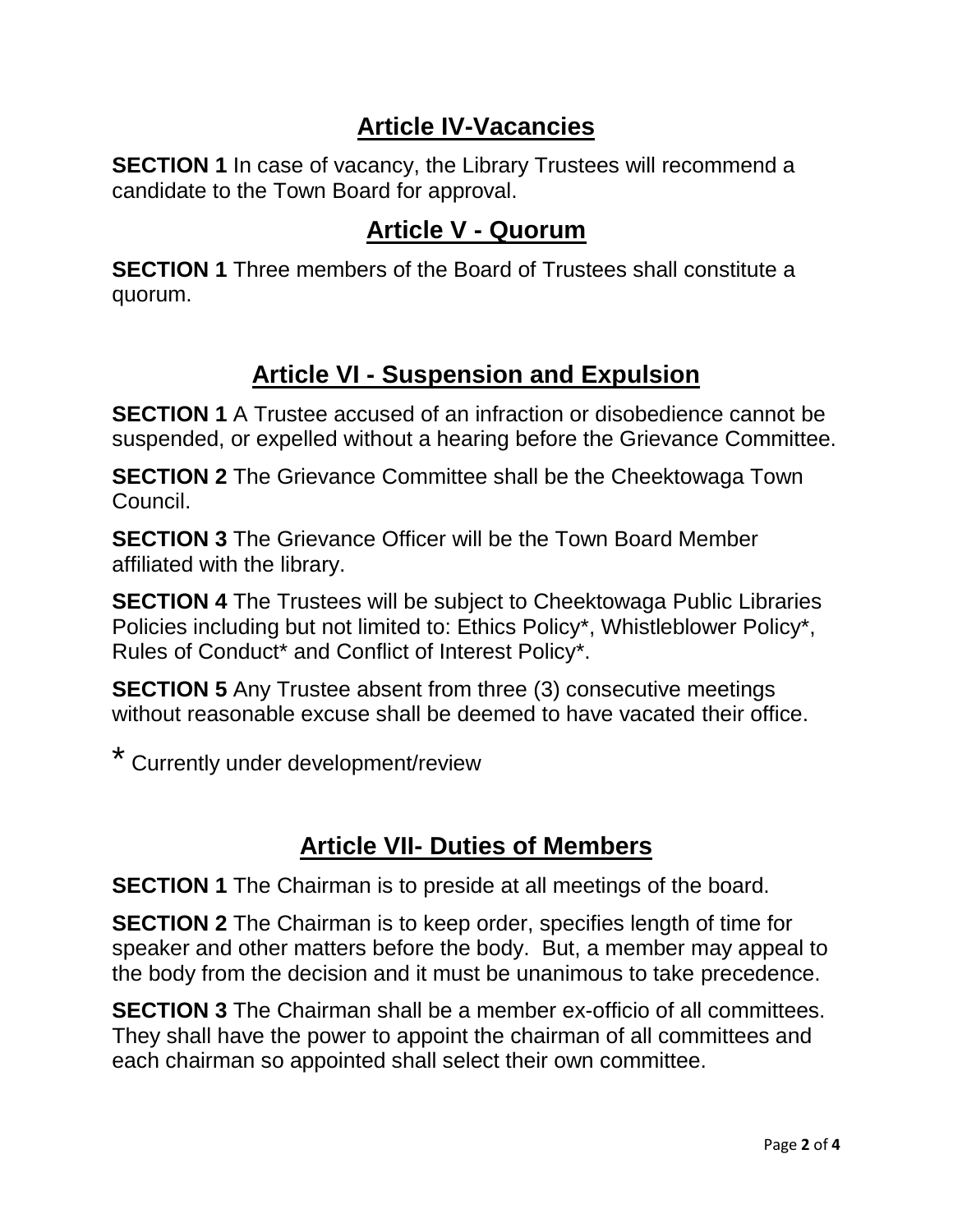## Article IV-Vacancies

**SECTION 1** In case of vacancy, the Library Trustees will recommend a candidate to the Town Board for approval.

## Article V - Quorum

**SECTION 1** Three members of the Board of Trustees shall constitute a quorum.

## Article VI - Suspension and Expulsion

**SECTION 1** A Trustee accused of an infraction or disobedience cannot be suspended, or expelled without a hearing before the Grievance Committee.

**SECTION 2** The Grievance Committee shall be the Cheektowaga Town Council.

**SECTION 3** The Grievance Officer will be the Town Board Member affiliated with the library.

**SECTION 4** The Trustees will be subject to Cheektowaga Public Libraries Policies including but not limited to: Ethics Policy*, Whistleblower Policy*, Rules of Conduct* and Conflict of Interest Policy*.

**SECTION 5** Any Trustee absent from three (3) consecutive meetings without reasonable excuse shall be deemed to have vacated their office.

* Currently under development/review

## Article VII- Duties of Members

**SECTION 1** The Chairman is to preside at all meetings of the board.

**SECTION 2** The Chairman is to keep order, specifies length of time for speaker and other matters before the body. But, a member may appeal to the body from the decision and it must be unanimous to take precedence.

**SECTION 3** The Chairman shall be a member ex-officio of all committees. They shall have the power to appoint the chairman of all committees and each chairman so appointed shall select their own committee.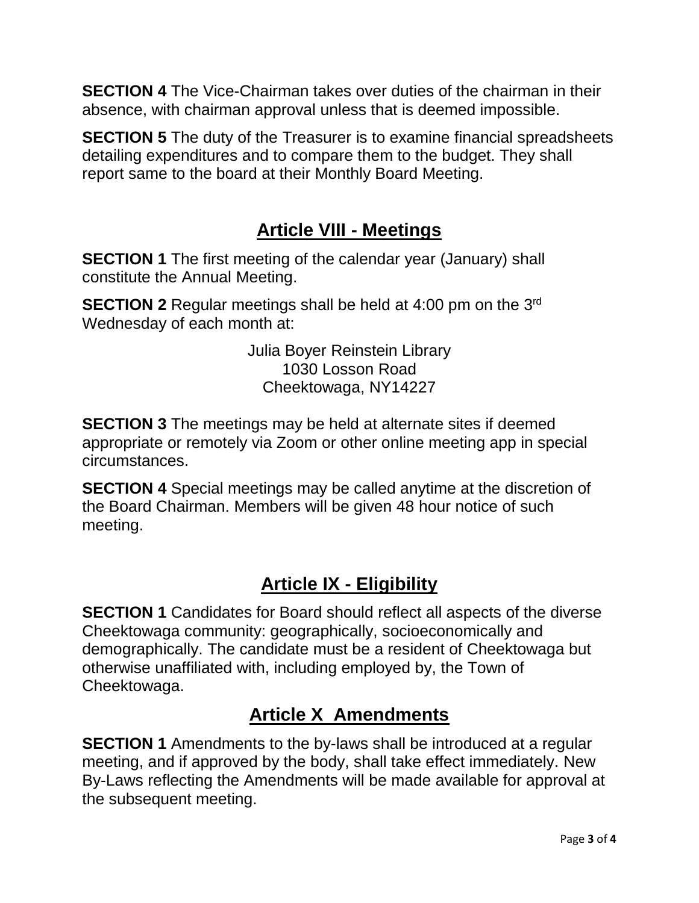**SECTION 4** The Vice-Chairman takes over duties of the chairman in their absence, with chairman approval unless that is deemed impossible.

**SECTION 5** The duty of the Treasurer is to examine financial spreadsheets detailing expenditures and to compare them to the budget. They shall report same to the board at their Monthly Board Meeting.

## Article VIII - Meetings

**SECTION 1** The first meeting of the calendar year (January) shall constitute the Annual Meeting.

**SECTION 2** Regular meetings shall be held at 4:00 pm on the 3rd Wednesday of each month at:

Julia Boyer Reinstein Library
1030 Losson Road
Cheektowaga, NY14227

**SECTION 3** The meetings may be held at alternate sites if deemed appropriate or remotely via Zoom or other online meeting app in special circumstances.

**SECTION 4** Special meetings may be called anytime at the discretion of the Board Chairman. Members will be given 48 hour notice of such meeting.

## Article IX - Eligibility

**SECTION 1** Candidates for Board should reflect all aspects of the diverse Cheektowaga community: geographically, socioeconomically and demographically. The candidate must be a resident of Cheektowaga but otherwise unaffiliated with, including employed by, the Town of Cheektowaga.

## Article X Amendments

**SECTION 1** Amendments to the by-laws shall be introduced at a regular meeting, and if approved by the body, shall take effect immediately. New By-Laws reflecting the Amendments will be made available for approval at the subsequent meeting.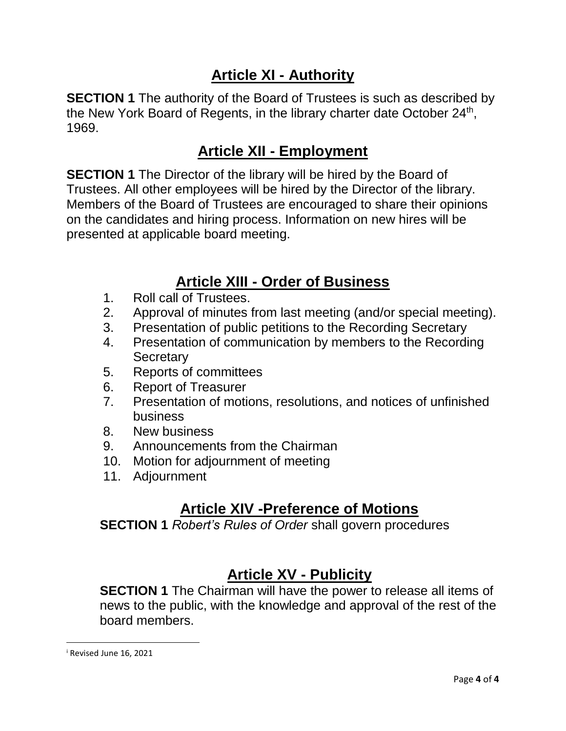## Article XI - Authority

**SECTION 1** The authority of the Board of Trustees is such as described by the New York Board of Regents, in the library charter date October 24$^{th}$, 1969.

## Article XII - Employment

**SECTION 1** The Director of the library will be hired by the Board of Trustees. All other employees will be hired by the Director of the library. Members of the Board of Trustees are encouraged to share their opinions on the candidates and hiring process. Information on new hires will be presented at applicable board meeting.

## Article XIII - Order of Business

1. Roll call of Trustees.
2. Approval of minutes from last meeting (and/or special meeting).
3. Presentation of public petitions to the Recording Secretary
4. Presentation of communication by members to the Recording Secretary
5. Reports of committees
6. Report of Treasurer
7. Presentation of motions, resolutions, and notices of unfinished business
8. New business
9. Announcements from the Chairman
10. Motion for adjournment of meeting
11. Adjournment

## Article XIV -Preference of Motions

**SECTION 1** *Robert's Rules of Order* shall govern procedures

## Article XV - Publicity

**SECTION 1** The Chairman will have the power to release all items of news to the public, with the knowledge and approval of the rest of the board members.

---

[i] Revised June 16, 2021